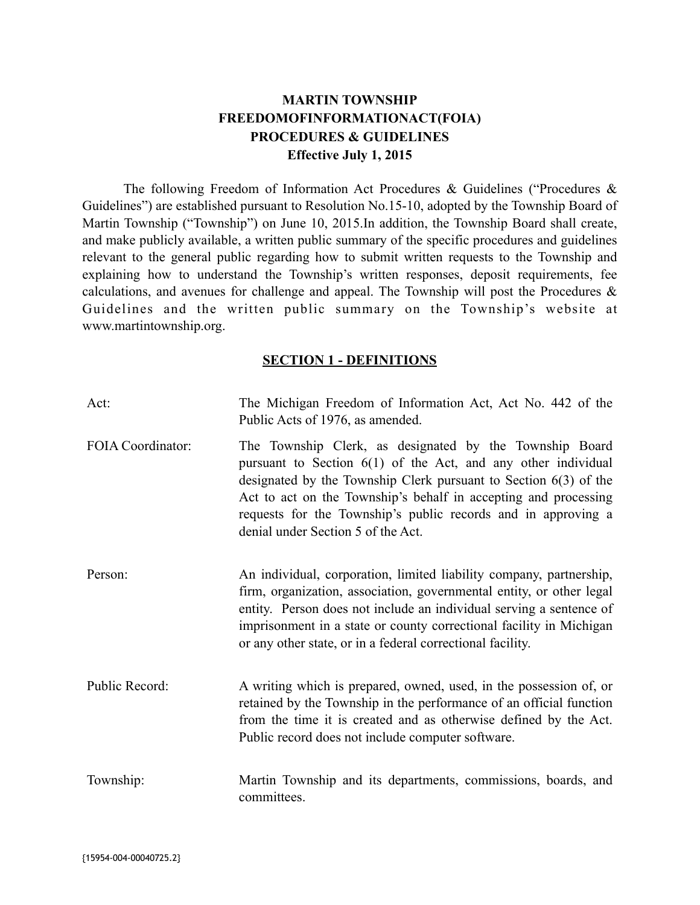**MARTIN TOWNSHIP**
**FREEDOMOFINFORMATIONACT(FOIA)**
**PROCEDURES & GUIDELINES**
**Effective July 1, 2015**

The following Freedom of Information Act Procedures & Guidelines ("Procedures & Guidelines") are established pursuant to Resolution No.15-10, adopted by the Township Board of Martin Township ("Township") on June 10, 2015.In addition, the Township Board shall create, and make publicly available, a written public summary of the specific procedures and guidelines relevant to the general public regarding how to submit written requests to the Township and explaining how to understand the Township's written responses, deposit requirements, fee calculations, and avenues for challenge and appeal. The Township will post the Procedures & Guidelines and the written public summary on the Township's website at www.martintownship.org.

## SECTION 1 - DEFINITIONS

| | |
|---|---|
| Act: | The Michigan Freedom of Information Act, Act No. 442 of the Public Acts of 1976, as amended. |
| FOIA Coordinator: | The Township Clerk, as designated by the Township Board pursuant to Section 6(1) of the Act, and any other individual designated by the Township Clerk pursuant to Section 6(3) of the Act to act on the Township's behalf in accepting and processing requests for the Township's public records and in approving a denial under Section 5 of the Act. |
| Person: | An individual, corporation, limited liability company, partnership, firm, organization, association, governmental entity, or other legal entity. Person does not include an individual serving a sentence of imprisonment in a state or county correctional facility in Michigan or any other state, or in a federal correctional facility. |
| Public Record: | A writing which is prepared, owned, used, in the possession of, or retained by the Township in the performance of an official function from the time it is created and as otherwise defined by the Act. Public record does not include computer software. |
| Township: | Martin Township and its departments, commissions, boards, and committees. |

{15954-004-00040725.2}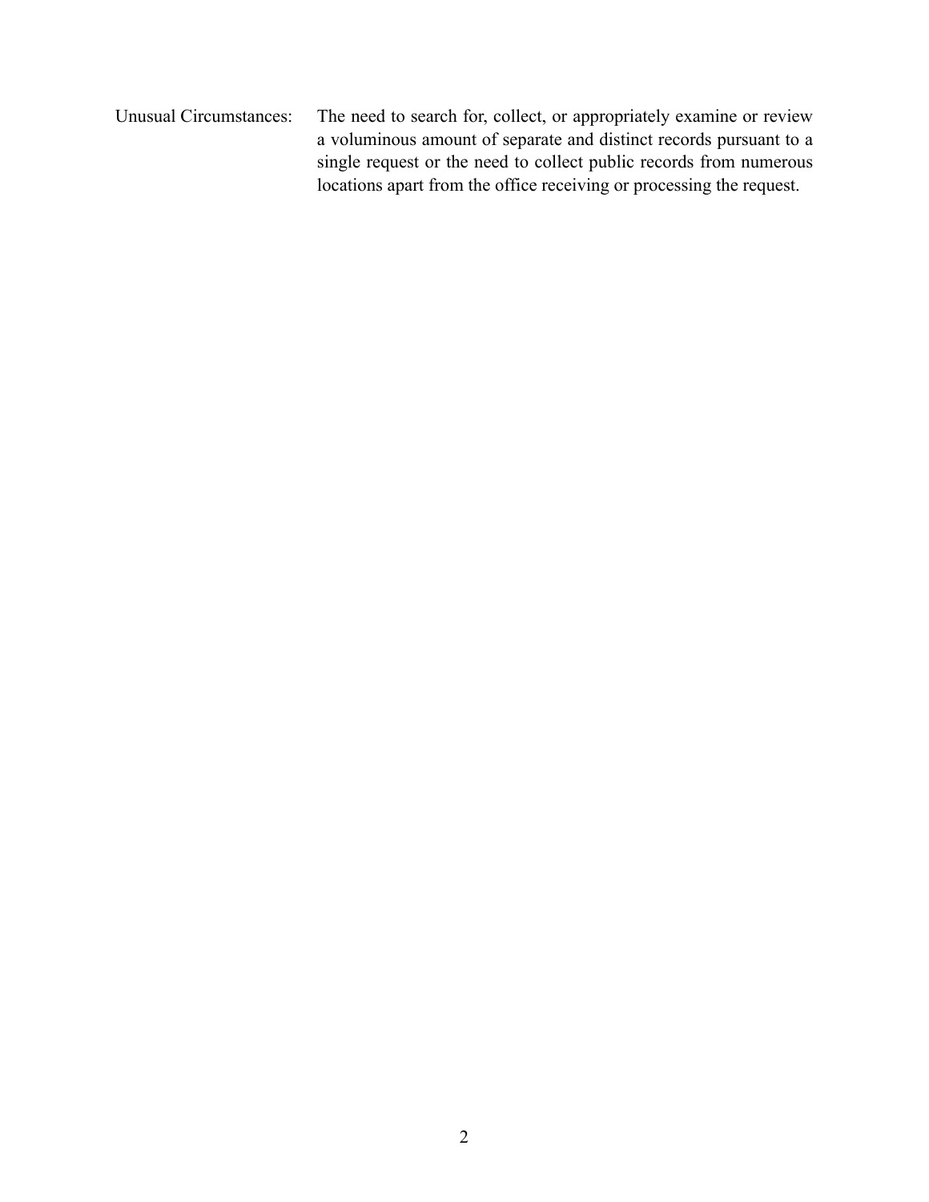Unusual Circumstances: The need to search for, collect, or appropriately examine or review a voluminous amount of separate and distinct records pursuant to a single request or the need to collect public records from numerous locations apart from the office receiving or processing the request.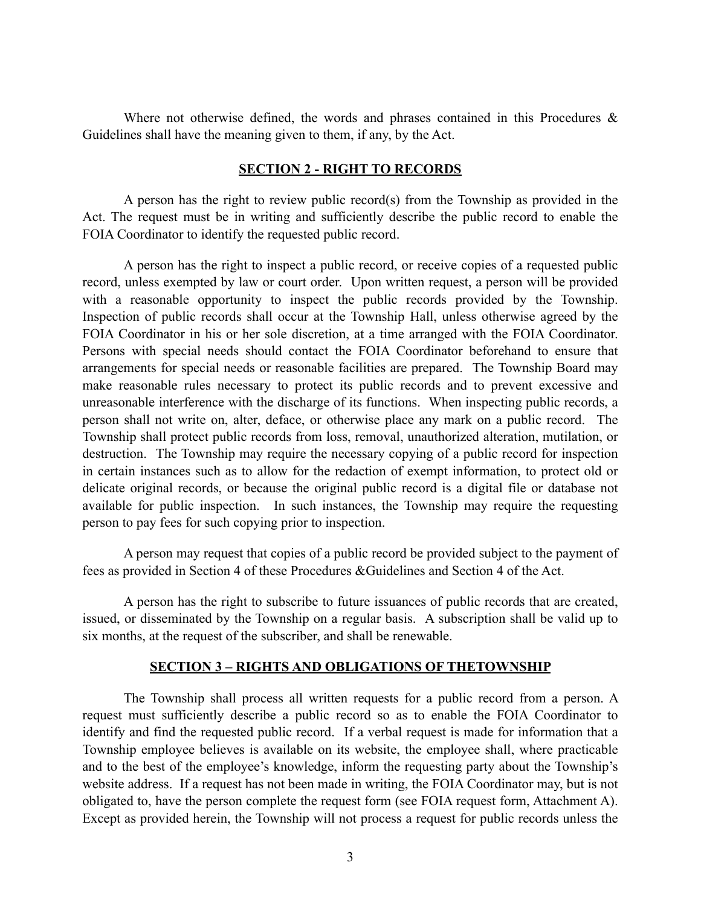Where not otherwise defined, the words and phrases contained in this Procedures & Guidelines shall have the meaning given to them, if any, by the Act.

## SECTION 2 - RIGHT TO RECORDS

A person has the right to review public record(s) from the Township as provided in the Act. The request must be in writing and sufficiently describe the public record to enable the FOIA Coordinator to identify the requested public record.

A person has the right to inspect a public record, or receive copies of a requested public record, unless exempted by law or court order. Upon written request, a person will be provided with a reasonable opportunity to inspect the public records provided by the Township. Inspection of public records shall occur at the Township Hall, unless otherwise agreed by the FOIA Coordinator in his or her sole discretion, at a time arranged with the FOIA Coordinator. Persons with special needs should contact the FOIA Coordinator beforehand to ensure that arrangements for special needs or reasonable facilities are prepared. The Township Board may make reasonable rules necessary to protect its public records and to prevent excessive and unreasonable interference with the discharge of its functions. When inspecting public records, a person shall not write on, alter, deface, or otherwise place any mark on a public record. The Township shall protect public records from loss, removal, unauthorized alteration, mutilation, or destruction. The Township may require the necessary copying of a public record for inspection in certain instances such as to allow for the redaction of exempt information, to protect old or delicate original records, or because the original public record is a digital file or database not available for public inspection. In such instances, the Township may require the requesting person to pay fees for such copying prior to inspection.

A person may request that copies of a public record be provided subject to the payment of fees as provided in Section 4 of these Procedures &Guidelines and Section 4 of the Act.

A person has the right to subscribe to future issuances of public records that are created, issued, or disseminated by the Township on a regular basis. A subscription shall be valid up to six months, at the request of the subscriber, and shall be renewable.

## SECTION 3 – RIGHTS AND OBLIGATIONS OF THETOWNSHIP

The Township shall process all written requests for a public record from a person. A request must sufficiently describe a public record so as to enable the FOIA Coordinator to identify and find the requested public record. If a verbal request is made for information that a Township employee believes is available on its website, the employee shall, where practicable and to the best of the employee's knowledge, inform the requesting party about the Township's website address. If a request has not been made in writing, the FOIA Coordinator may, but is not obligated to, have the person complete the request form (see FOIA request form, Attachment A). Except as provided herein, the Township will not process a request for public records unless the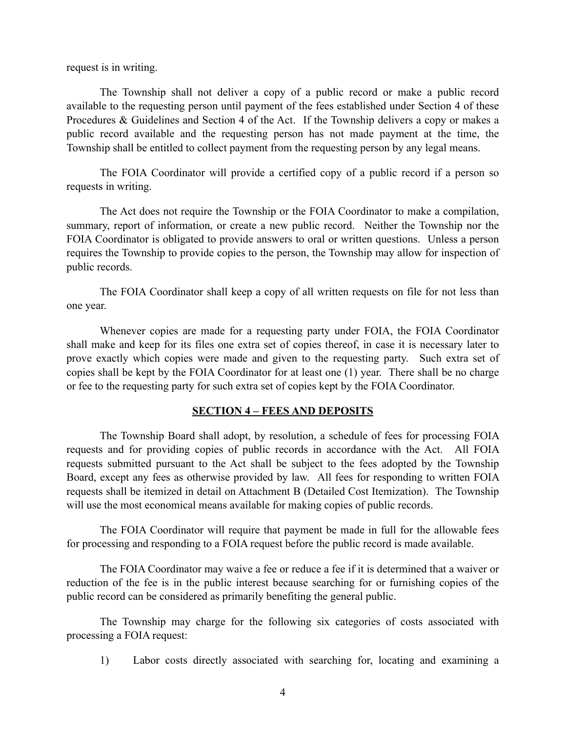request is in writing.

The Township shall not deliver a copy of a public record or make a public record available to the requesting person until payment of the fees established under Section 4 of these Procedures & Guidelines and Section 4 of the Act. If the Township delivers a copy or makes a public record available and the requesting person has not made payment at the time, the Township shall be entitled to collect payment from the requesting person by any legal means.

The FOIA Coordinator will provide a certified copy of a public record if a person so requests in writing.

The Act does not require the Township or the FOIA Coordinator to make a compilation, summary, report of information, or create a new public record. Neither the Township nor the FOIA Coordinator is obligated to provide answers to oral or written questions. Unless a person requires the Township to provide copies to the person, the Township may allow for inspection of public records.

The FOIA Coordinator shall keep a copy of all written requests on file for not less than one year.

Whenever copies are made for a requesting party under FOIA, the FOIA Coordinator shall make and keep for its files one extra set of copies thereof, in case it is necessary later to prove exactly which copies were made and given to the requesting party. Such extra set of copies shall be kept by the FOIA Coordinator for at least one (1) year. There shall be no charge or fee to the requesting party for such extra set of copies kept by the FOIA Coordinator.

## SECTION 4 – FEES AND DEPOSITS

The Township Board shall adopt, by resolution, a schedule of fees for processing FOIA requests and for providing copies of public records in accordance with the Act. All FOIA requests submitted pursuant to the Act shall be subject to the fees adopted by the Township Board, except any fees as otherwise provided by law. All fees for responding to written FOIA requests shall be itemized in detail on Attachment B (Detailed Cost Itemization). The Township will use the most economical means available for making copies of public records.

The FOIA Coordinator will require that payment be made in full for the allowable fees for processing and responding to a FOIA request before the public record is made available.

The FOIA Coordinator may waive a fee or reduce a fee if it is determined that a waiver or reduction of the fee is in the public interest because searching for or furnishing copies of the public record can be considered as primarily benefiting the general public.

The Township may charge for the following six categories of costs associated with processing a FOIA request:

1) Labor costs directly associated with searching for, locating and examining a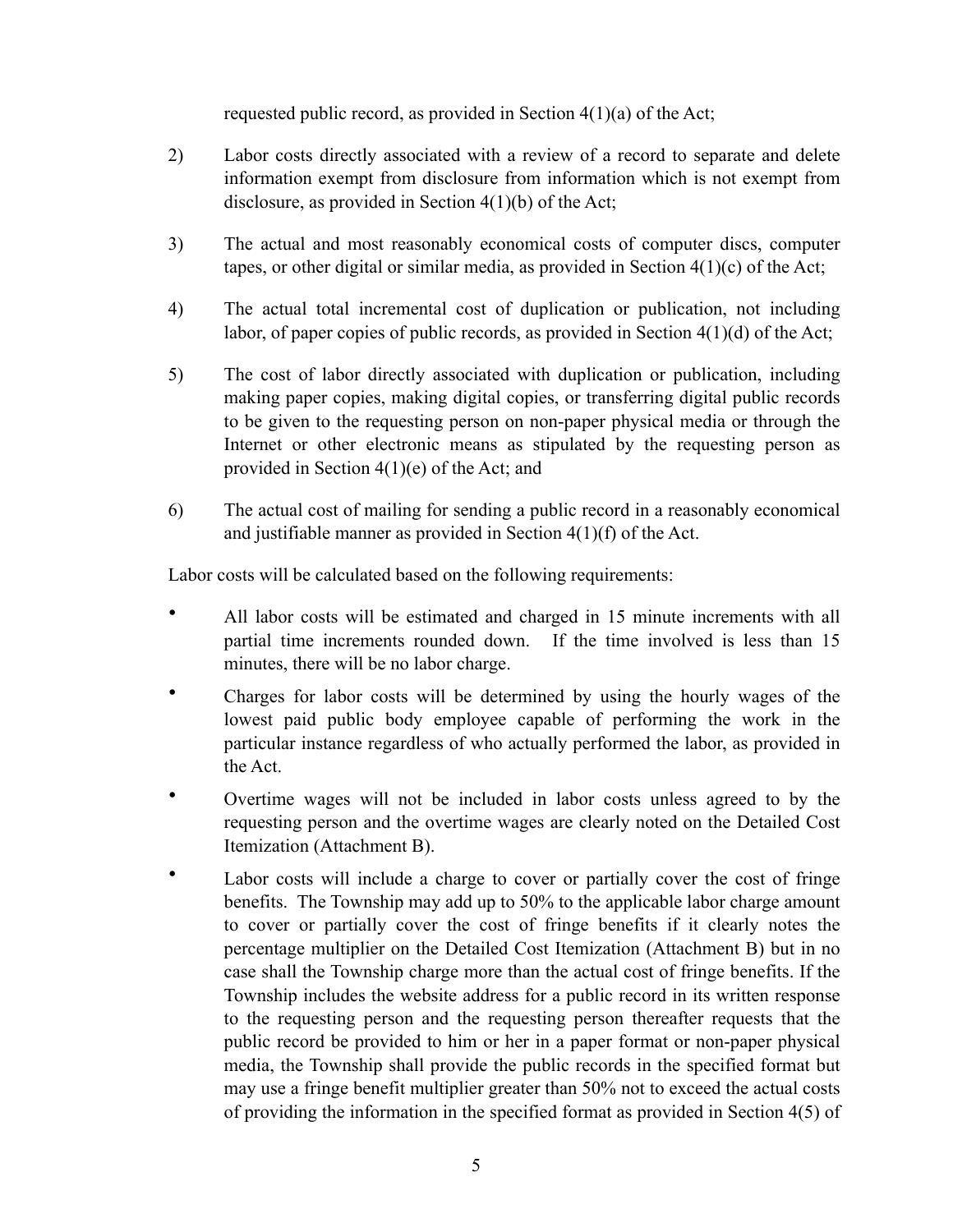requested public record, as provided in Section 4(1)(a) of the Act;

2) Labor costs directly associated with a review of a record to separate and delete information exempt from disclosure from information which is not exempt from disclosure, as provided in Section 4(1)(b) of the Act;

3) The actual and most reasonably economical costs of computer discs, computer tapes, or other digital or similar media, as provided in Section 4(1)(c) of the Act;

4) The actual total incremental cost of duplication or publication, not including labor, of paper copies of public records, as provided in Section 4(1)(d) of the Act;

5) The cost of labor directly associated with duplication or publication, including making paper copies, making digital copies, or transferring digital public records to be given to the requesting person on non-paper physical media or through the Internet or other electronic means as stipulated by the requesting person as provided in Section 4(1)(e) of the Act; and

6) The actual cost of mailing for sending a public record in a reasonably economical and justifiable manner as provided in Section 4(1)(f) of the Act.

Labor costs will be calculated based on the following requirements:

- All labor costs will be estimated and charged in 15 minute increments with all partial time increments rounded down. If the time involved is less than 15 minutes, there will be no labor charge.
- Charges for labor costs will be determined by using the hourly wages of the lowest paid public body employee capable of performing the work in the particular instance regardless of who actually performed the labor, as provided in the Act.
- Overtime wages will not be included in labor costs unless agreed to by the requesting person and the overtime wages are clearly noted on the Detailed Cost Itemization (Attachment B).
- Labor costs will include a charge to cover or partially cover the cost of fringe benefits. The Township may add up to 50% to the applicable labor charge amount to cover or partially cover the cost of fringe benefits if it clearly notes the percentage multiplier on the Detailed Cost Itemization (Attachment B) but in no case shall the Township charge more than the actual cost of fringe benefits. If the Township includes the website address for a public record in its written response to the requesting person and the requesting person thereafter requests that the public record be provided to him or her in a paper format or non-paper physical media, the Township shall provide the public records in the specified format but may use a fringe benefit multiplier greater than 50% not to exceed the actual costs of providing the information in the specified format as provided in Section 4(5) of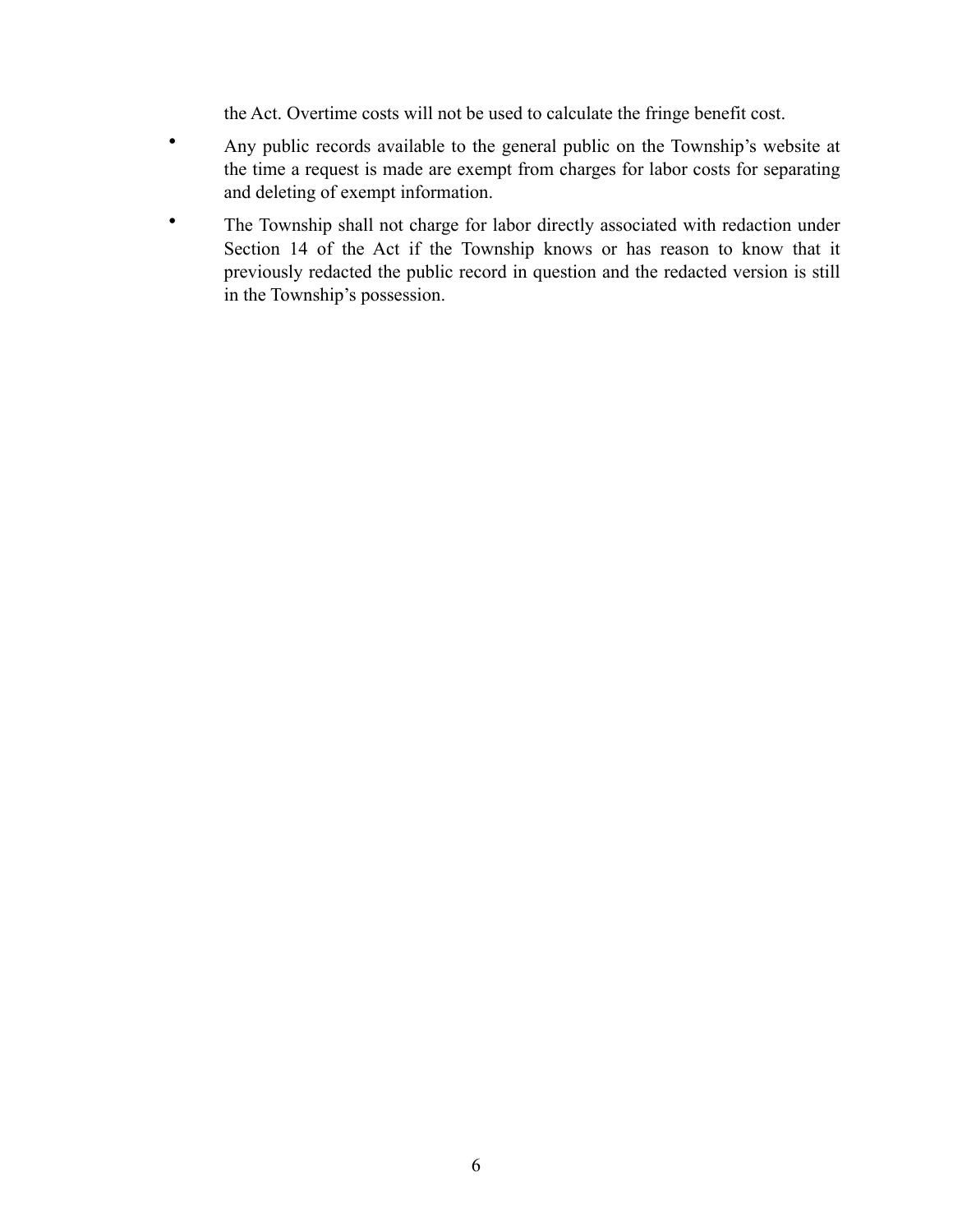the Act. Overtime costs will not be used to calculate the fringe benefit cost.

- Any public records available to the general public on the Township's website at the time a request is made are exempt from charges for labor costs for separating and deleting of exempt information.
- The Township shall not charge for labor directly associated with redaction under Section 14 of the Act if the Township knows or has reason to know that it previously redacted the public record in question and the redacted version is still in the Township's possession.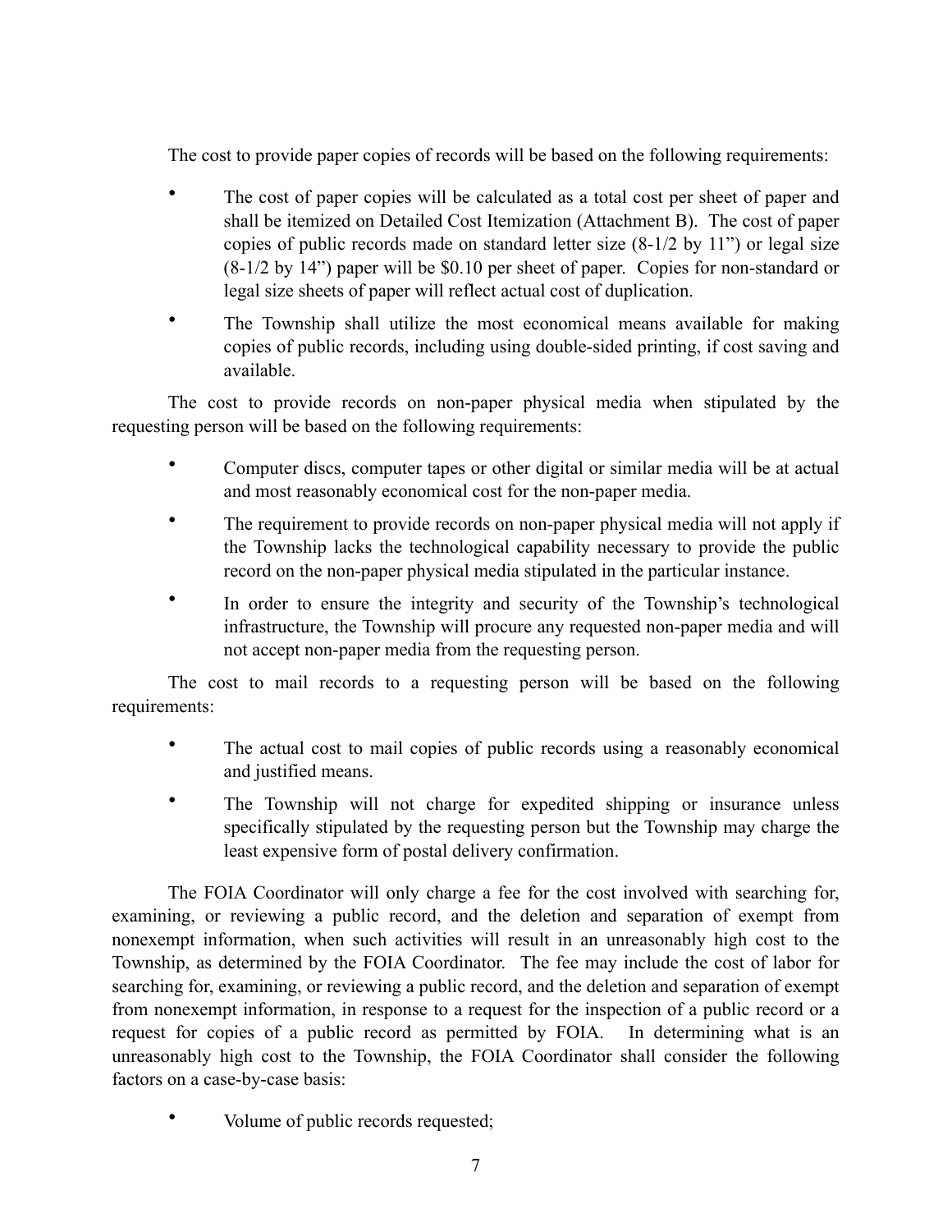The cost to provide paper copies of records will be based on the following requirements:

- The cost of paper copies will be calculated as a total cost per sheet of paper and shall be itemized on Detailed Cost Itemization (Attachment B). The cost of paper copies of public records made on standard letter size (8-1/2 by 11") or legal size (8-1/2 by 14") paper will be $0.10 per sheet of paper. Copies for non-standard or legal size sheets of paper will reflect actual cost of duplication.
- The Township shall utilize the most economical means available for making copies of public records, including using double-sided printing, if cost saving and available.

The cost to provide records on non-paper physical media when stipulated by the requesting person will be based on the following requirements:

- Computer discs, computer tapes or other digital or similar media will be at actual and most reasonably economical cost for the non-paper media.
- The requirement to provide records on non-paper physical media will not apply if the Township lacks the technological capability necessary to provide the public record on the non-paper physical media stipulated in the particular instance.
- In order to ensure the integrity and security of the Township's technological infrastructure, the Township will procure any requested non-paper media and will not accept non-paper media from the requesting person.

The cost to mail records to a requesting person will be based on the following requirements:

- The actual cost to mail copies of public records using a reasonably economical and justified means.
- The Township will not charge for expedited shipping or insurance unless specifically stipulated by the requesting person but the Township may charge the least expensive form of postal delivery confirmation.

The FOIA Coordinator will only charge a fee for the cost involved with searching for, examining, or reviewing a public record, and the deletion and separation of exempt from nonexempt information, when such activities will result in an unreasonably high cost to the Township, as determined by the FOIA Coordinator. The fee may include the cost of labor for searching for, examining, or reviewing a public record, and the deletion and separation of exempt from nonexempt information, in response to a request for the inspection of a public record or a request for copies of a public record as permitted by FOIA. In determining what is an unreasonably high cost to the Township, the FOIA Coordinator shall consider the following factors on a case-by-case basis:

- Volume of public records requested;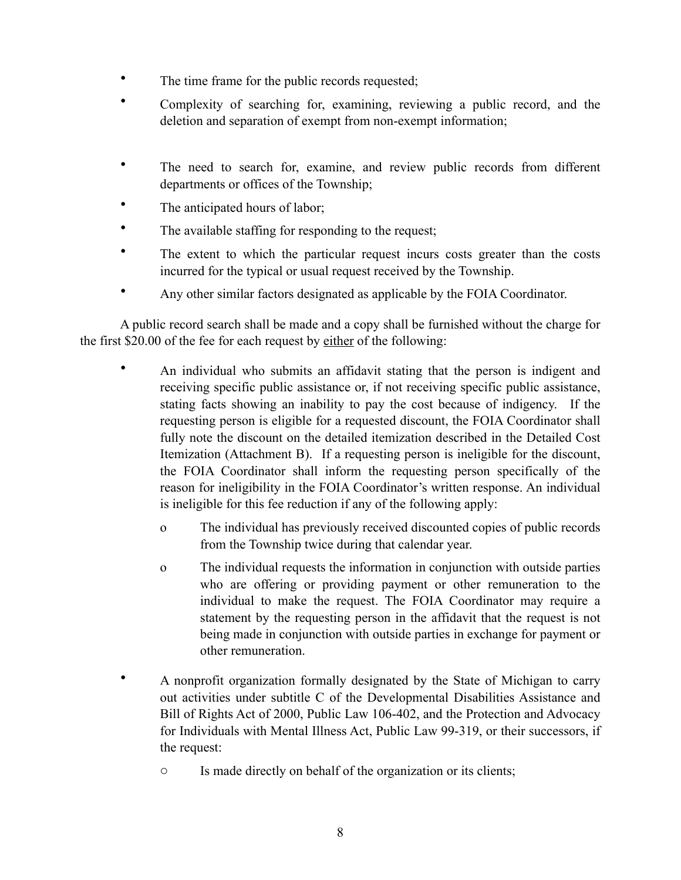- The time frame for the public records requested;
- Complexity of searching for, examining, reviewing a public record, and the deletion and separation of exempt from non-exempt information;
- The need to search for, examine, and review public records from different departments or offices of the Township;
- The anticipated hours of labor;
- The available staffing for responding to the request;
- The extent to which the particular request incurs costs greater than the costs incurred for the typical or usual request received by the Township.
- Any other similar factors designated as applicable by the FOIA Coordinator.

A public record search shall be made and a copy shall be furnished without the charge for the first $20.00 of the fee for each request by <u>either</u> of the following:

- An individual who submits an affidavit stating that the person is indigent and receiving specific public assistance or, if not receiving specific public assistance, stating facts showing an inability to pay the cost because of indigency. If the requesting person is eligible for a requested discount, the FOIA Coordinator shall fully note the discount on the detailed itemization described in the Detailed Cost Itemization (Attachment B). If a requesting person is ineligible for the discount, the FOIA Coordinator shall inform the requesting person specifically of the reason for ineligibility in the FOIA Coordinator's written response. An individual is ineligible for this fee reduction if any of the following apply:
    - The individual has previously received discounted copies of public records from the Township twice during that calendar year.
    - The individual requests the information in conjunction with outside parties who are offering or providing payment or other remuneration to the individual to make the request. The FOIA Coordinator may require a statement by the requesting person in the affidavit that the request is not being made in conjunction with outside parties in exchange for payment or other remuneration.
- A nonprofit organization formally designated by the State of Michigan to carry out activities under subtitle C of the Developmental Disabilities Assistance and Bill of Rights Act of 2000, Public Law 106-402, and the Protection and Advocacy for Individuals with Mental Illness Act, Public Law 99-319, or their successors, if the request:
    - Is made directly on behalf of the organization or its clients;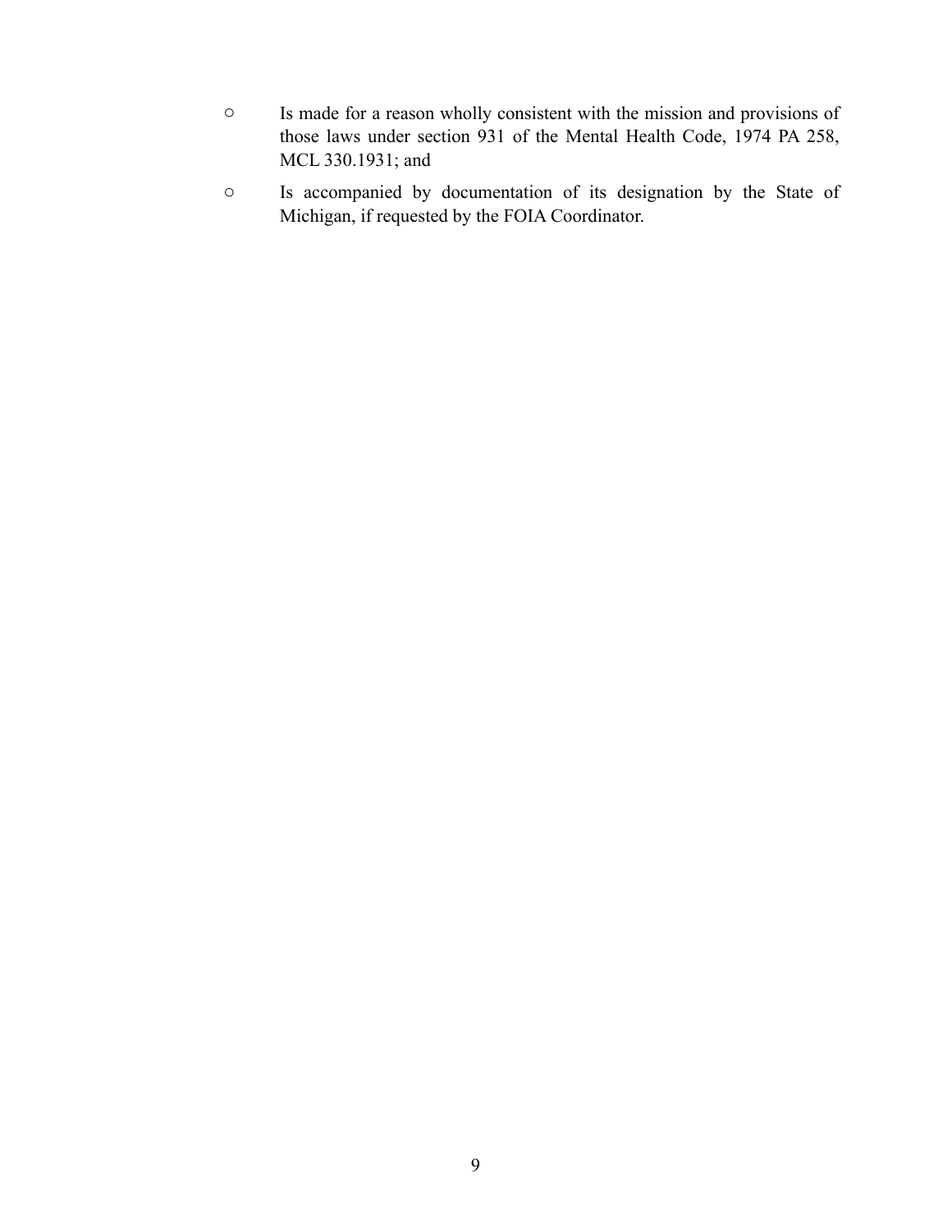- Is made for a reason wholly consistent with the mission and provisions of those laws under section 931 of the Mental Health Code, 1974 PA 258, MCL 330.1931; and
- Is accompanied by documentation of its designation by the State of Michigan, if requested by the FOIA Coordinator.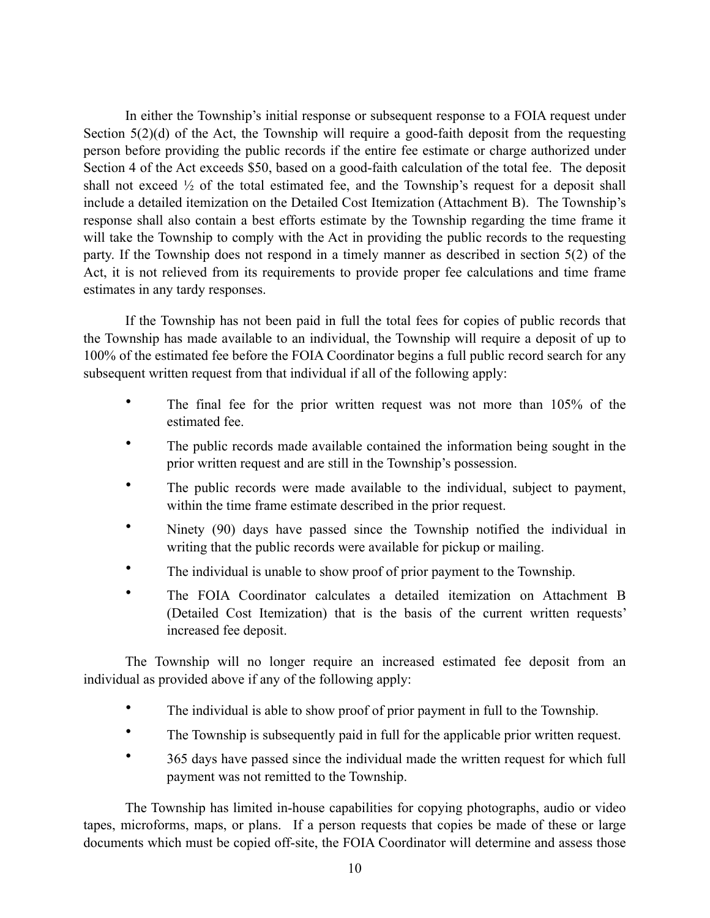In either the Township's initial response or subsequent response to a FOIA request under Section 5(2)(d) of the Act, the Township will require a good-faith deposit from the requesting person before providing the public records if the entire fee estimate or charge authorized under Section 4 of the Act exceeds $50, based on a good-faith calculation of the total fee. The deposit shall not exceed ½ of the total estimated fee, and the Township's request for a deposit shall include a detailed itemization on the Detailed Cost Itemization (Attachment B). The Township's response shall also contain a best efforts estimate by the Township regarding the time frame it will take the Township to comply with the Act in providing the public records to the requesting party. If the Township does not respond in a timely manner as described in section 5(2) of the Act, it is not relieved from its requirements to provide proper fee calculations and time frame estimates in any tardy responses.

If the Township has not been paid in full the total fees for copies of public records that the Township has made available to an individual, the Township will require a deposit of up to 100% of the estimated fee before the FOIA Coordinator begins a full public record search for any subsequent written request from that individual if all of the following apply:

- The final fee for the prior written request was not more than 105% of the estimated fee.
- The public records made available contained the information being sought in the prior written request and are still in the Township's possession.
- The public records were made available to the individual, subject to payment, within the time frame estimate described in the prior request.
- Ninety (90) days have passed since the Township notified the individual in writing that the public records were available for pickup or mailing.
- The individual is unable to show proof of prior payment to the Township.
- The FOIA Coordinator calculates a detailed itemization on Attachment B (Detailed Cost Itemization) that is the basis of the current written requests' increased fee deposit.

The Township will no longer require an increased estimated fee deposit from an individual as provided above if any of the following apply:

- The individual is able to show proof of prior payment in full to the Township.
- The Township is subsequently paid in full for the applicable prior written request.
- 365 days have passed since the individual made the written request for which full payment was not remitted to the Township.

The Township has limited in-house capabilities for copying photographs, audio or video tapes, microforms, maps, or plans. If a person requests that copies be made of these or large documents which must be copied off-site, the FOIA Coordinator will determine and assess those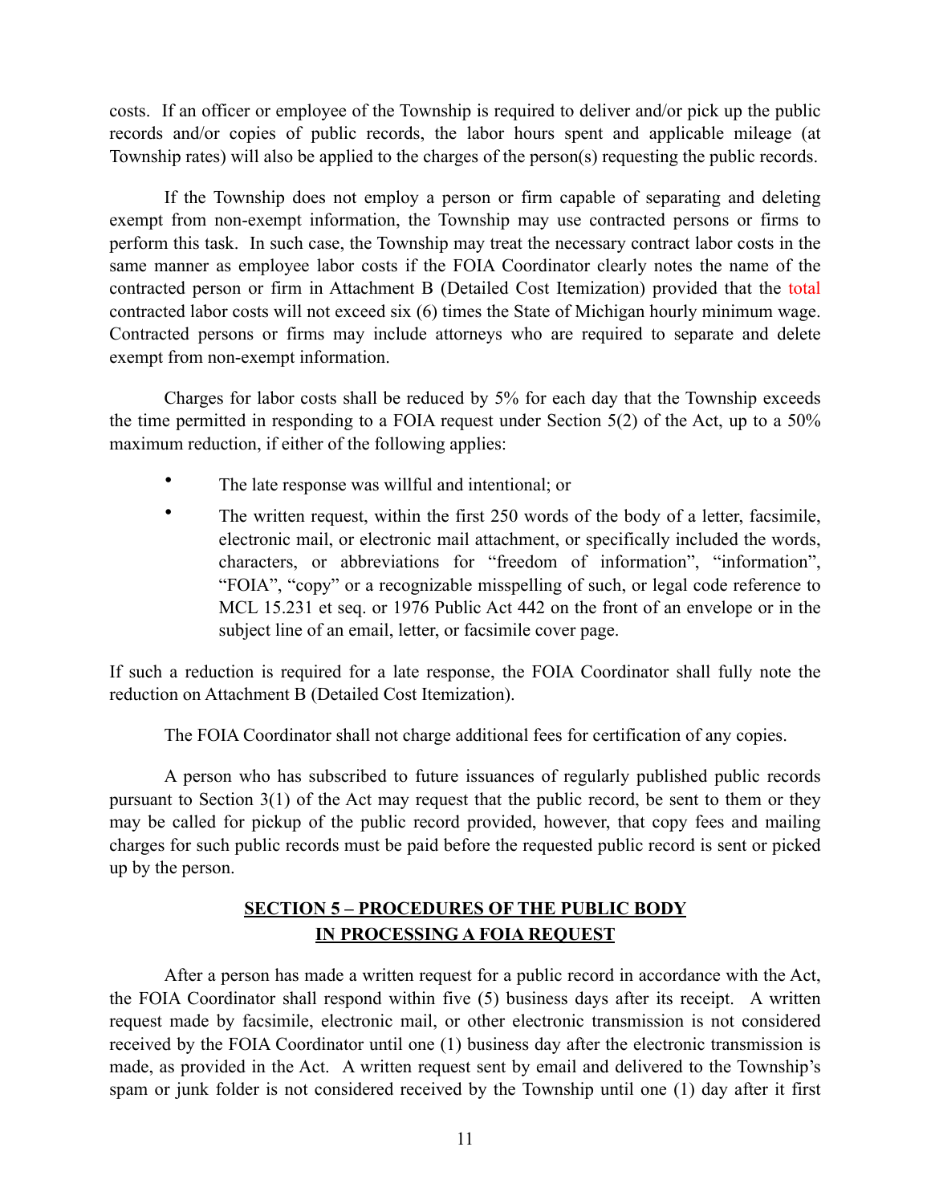costs. If an officer or employee of the Township is required to deliver and/or pick up the public records and/or copies of public records, the labor hours spent and applicable mileage (at Township rates) will also be applied to the charges of the person(s) requesting the public records.

If the Township does not employ a person or firm capable of separating and deleting exempt from non-exempt information, the Township may use contracted persons or firms to perform this task. In such case, the Township may treat the necessary contract labor costs in the same manner as employee labor costs if the FOIA Coordinator clearly notes the name of the contracted person or firm in Attachment B (Detailed Cost Itemization) provided that the total contracted labor costs will not exceed six (6) times the State of Michigan hourly minimum wage. Contracted persons or firms may include attorneys who are required to separate and delete exempt from non-exempt information.

Charges for labor costs shall be reduced by 5% for each day that the Township exceeds the time permitted in responding to a FOIA request under Section 5(2) of the Act, up to a 50% maximum reduction, if either of the following applies:

- The late response was willful and intentional; or
- The written request, within the first 250 words of the body of a letter, facsimile, electronic mail, or electronic mail attachment, or specifically included the words, characters, or abbreviations for "freedom of information", "information", "FOIA", "copy" or a recognizable misspelling of such, or legal code reference to MCL 15.231 et seq. or 1976 Public Act 442 on the front of an envelope or in the subject line of an email, letter, or facsimile cover page.

If such a reduction is required for a late response, the FOIA Coordinator shall fully note the reduction on Attachment B (Detailed Cost Itemization).

The FOIA Coordinator shall not charge additional fees for certification of any copies.

A person who has subscribed to future issuances of regularly published public records pursuant to Section 3(1) of the Act may request that the public record, be sent to them or they may be called for pickup of the public record provided, however, that copy fees and mailing charges for such public records must be paid before the requested public record is sent or picked up by the person.

## SECTION 5 – PROCEDURES OF THE PUBLIC BODY IN PROCESSING A FOIA REQUEST

After a person has made a written request for a public record in accordance with the Act, the FOIA Coordinator shall respond within five (5) business days after its receipt. A written request made by facsimile, electronic mail, or other electronic transmission is not considered received by the FOIA Coordinator until one (1) business day after the electronic transmission is made, as provided in the Act. A written request sent by email and delivered to the Township's spam or junk folder is not considered received by the Township until one (1) day after it first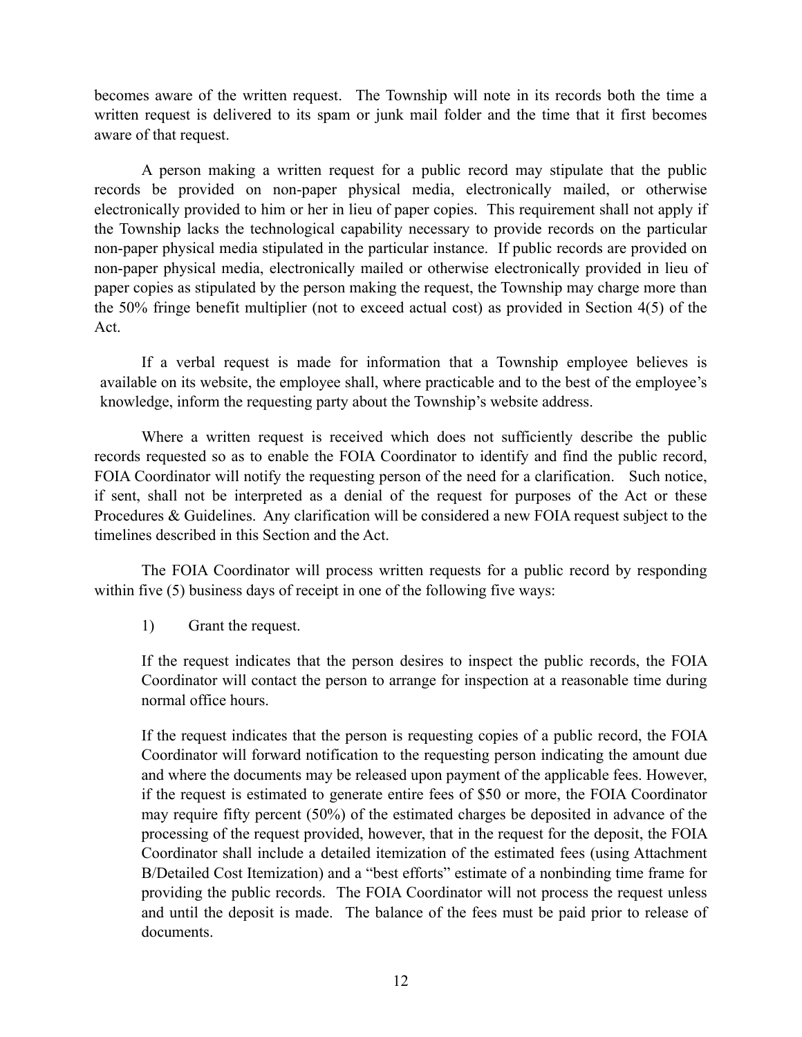becomes aware of the written request. The Township will note in its records both the time a written request is delivered to its spam or junk mail folder and the time that it first becomes aware of that request.

A person making a written request for a public record may stipulate that the public records be provided on non-paper physical media, electronically mailed, or otherwise electronically provided to him or her in lieu of paper copies. This requirement shall not apply if the Township lacks the technological capability necessary to provide records on the particular non-paper physical media stipulated in the particular instance. If public records are provided on non-paper physical media, electronically mailed or otherwise electronically provided in lieu of paper copies as stipulated by the person making the request, the Township may charge more than the 50% fringe benefit multiplier (not to exceed actual cost) as provided in Section 4(5) of the Act.

If a verbal request is made for information that a Township employee believes is available on its website, the employee shall, where practicable and to the best of the employee's knowledge, inform the requesting party about the Township's website address.

Where a written request is received which does not sufficiently describe the public records requested so as to enable the FOIA Coordinator to identify and find the public record, FOIA Coordinator will notify the requesting person of the need for a clarification. Such notice, if sent, shall not be interpreted as a denial of the request for purposes of the Act or these Procedures & Guidelines. Any clarification will be considered a new FOIA request subject to the timelines described in this Section and the Act.

The FOIA Coordinator will process written requests for a public record by responding within five (5) business days of receipt in one of the following five ways:

1) Grant the request.

If the request indicates that the person desires to inspect the public records, the FOIA Coordinator will contact the person to arrange for inspection at a reasonable time during normal office hours.

If the request indicates that the person is requesting copies of a public record, the FOIA Coordinator will forward notification to the requesting person indicating the amount due and where the documents may be released upon payment of the applicable fees. However, if the request is estimated to generate entire fees of $50 or more, the FOIA Coordinator may require fifty percent (50%) of the estimated charges be deposited in advance of the processing of the request provided, however, that in the request for the deposit, the FOIA Coordinator shall include a detailed itemization of the estimated fees (using Attachment B/Detailed Cost Itemization) and a "best efforts" estimate of a nonbinding time frame for providing the public records. The FOIA Coordinator will not process the request unless and until the deposit is made. The balance of the fees must be paid prior to release of documents.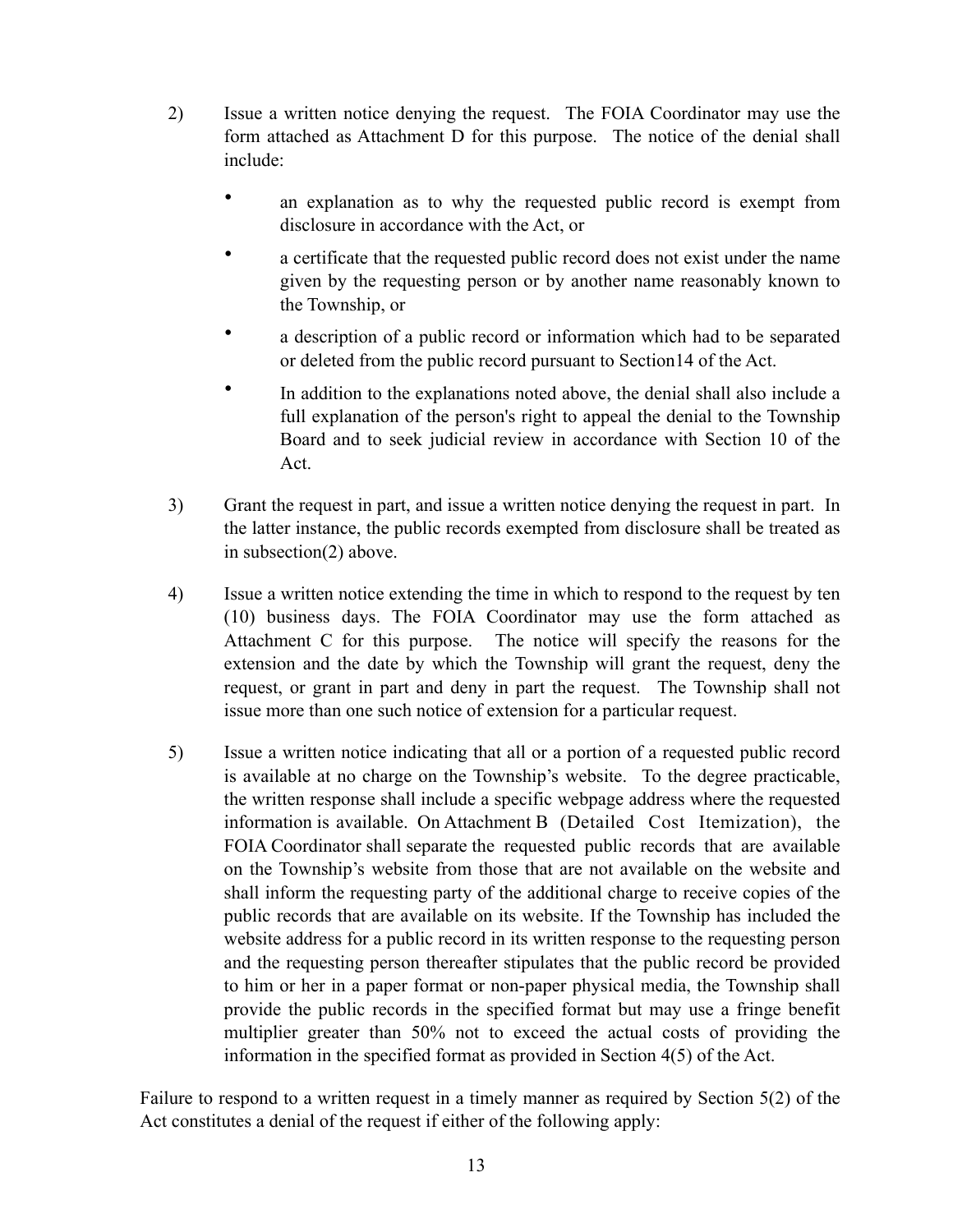2) Issue a written notice denying the request. The FOIA Coordinator may use the form attached as Attachment D for this purpose. The notice of the denial shall include:

   - an explanation as to why the requested public record is exempt from disclosure in accordance with the Act, or
   - a certificate that the requested public record does not exist under the name given by the requesting person or by another name reasonably known to the Township, or
   - a description of a public record or information which had to be separated or deleted from the public record pursuant to Section14 of the Act.
   - In addition to the explanations noted above, the denial shall also include a full explanation of the person's right to appeal the denial to the Township Board and to seek judicial review in accordance with Section 10 of the Act.

3) Grant the request in part, and issue a written notice denying the request in part. In the latter instance, the public records exempted from disclosure shall be treated as in subsection(2) above.

4) Issue a written notice extending the time in which to respond to the request by ten (10) business days. The FOIA Coordinator may use the form attached as Attachment C for this purpose. The notice will specify the reasons for the extension and the date by which the Township will grant the request, deny the request, or grant in part and deny in part the request. The Township shall not issue more than one such notice of extension for a particular request.

5) Issue a written notice indicating that all or a portion of a requested public record is available at no charge on the Township's website. To the degree practicable, the written response shall include a specific webpage address where the requested information is available. On Attachment B (Detailed Cost Itemization), the FOIA Coordinator shall separate the requested public records that are available on the Township's website from those that are not available on the website and shall inform the requesting party of the additional charge to receive copies of the public records that are available on its website. If the Township has included the website address for a public record in its written response to the requesting person and the requesting person thereafter stipulates that the public record be provided to him or her in a paper format or non-paper physical media, the Township shall provide the public records in the specified format but may use a fringe benefit multiplier greater than 50% not to exceed the actual costs of providing the information in the specified format as provided in Section 4(5) of the Act.

Failure to respond to a written request in a timely manner as required by Section 5(2) of the Act constitutes a denial of the request if either of the following apply: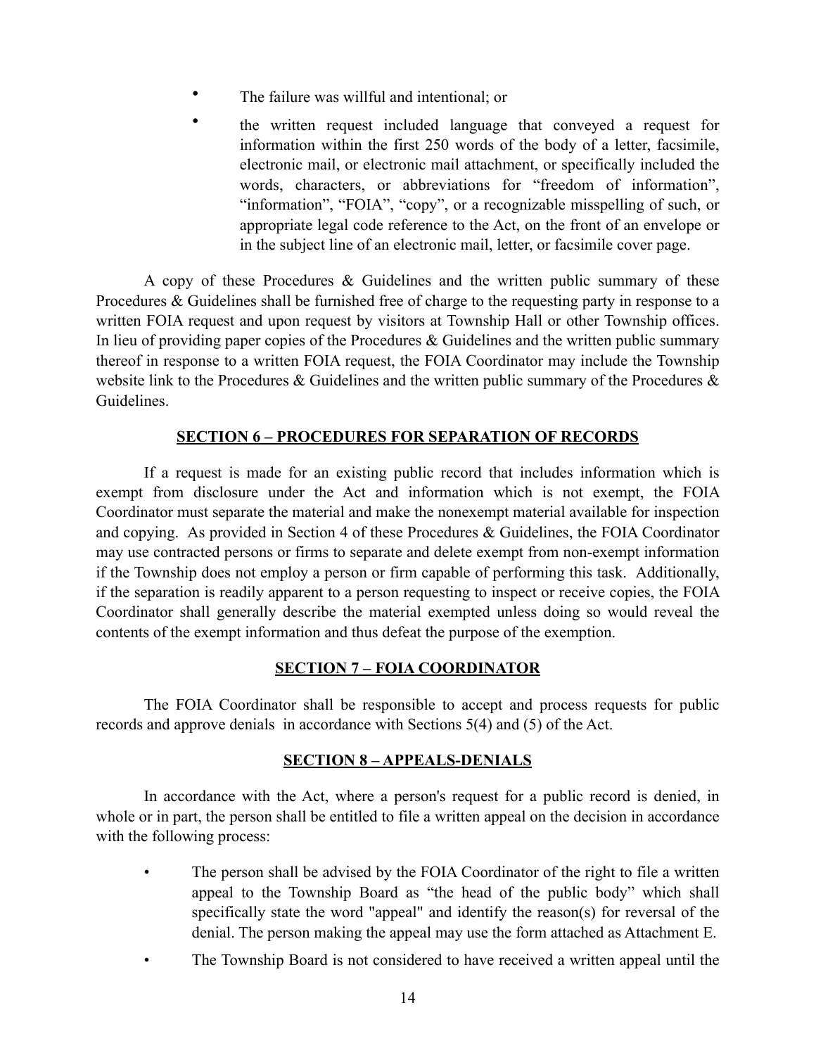- The failure was willful and intentional; or
- the written request included language that conveyed a request for information within the first 250 words of the body of a letter, facsimile, electronic mail, or electronic mail attachment, or specifically included the words, characters, or abbreviations for "freedom of information", "information", "FOIA", "copy", or a recognizable misspelling of such, or appropriate legal code reference to the Act, on the front of an envelope or in the subject line of an electronic mail, letter, or facsimile cover page.

A copy of these Procedures & Guidelines and the written public summary of these Procedures & Guidelines shall be furnished free of charge to the requesting party in response to a written FOIA request and upon request by visitors at Township Hall or other Township offices. In lieu of providing paper copies of the Procedures & Guidelines and the written public summary thereof in response to a written FOIA request, the FOIA Coordinator may include the Township website link to the Procedures & Guidelines and the written public summary of the Procedures & Guidelines.

## SECTION 6 – PROCEDURES FOR SEPARATION OF RECORDS

If a request is made for an existing public record that includes information which is exempt from disclosure under the Act and information which is not exempt, the FOIA Coordinator must separate the material and make the nonexempt material available for inspection and copying. As provided in Section 4 of these Procedures & Guidelines, the FOIA Coordinator may use contracted persons or firms to separate and delete exempt from non-exempt information if the Township does not employ a person or firm capable of performing this task. Additionally, if the separation is readily apparent to a person requesting to inspect or receive copies, the FOIA Coordinator shall generally describe the material exempted unless doing so would reveal the contents of the exempt information and thus defeat the purpose of the exemption.

## SECTION 7 – FOIA COORDINATOR

The FOIA Coordinator shall be responsible to accept and process requests for public records and approve denials in accordance with Sections 5(4) and (5) of the Act.

## SECTION 8 – APPEALS-DENIALS

In accordance with the Act, where a person's request for a public record is denied, in whole or in part, the person shall be entitled to file a written appeal on the decision in accordance with the following process:

- The person shall be advised by the FOIA Coordinator of the right to file a written appeal to the Township Board as "the head of the public body" which shall specifically state the word "appeal" and identify the reason(s) for reversal of the denial. The person making the appeal may use the form attached as Attachment E.
- The Township Board is not considered to have received a written appeal until the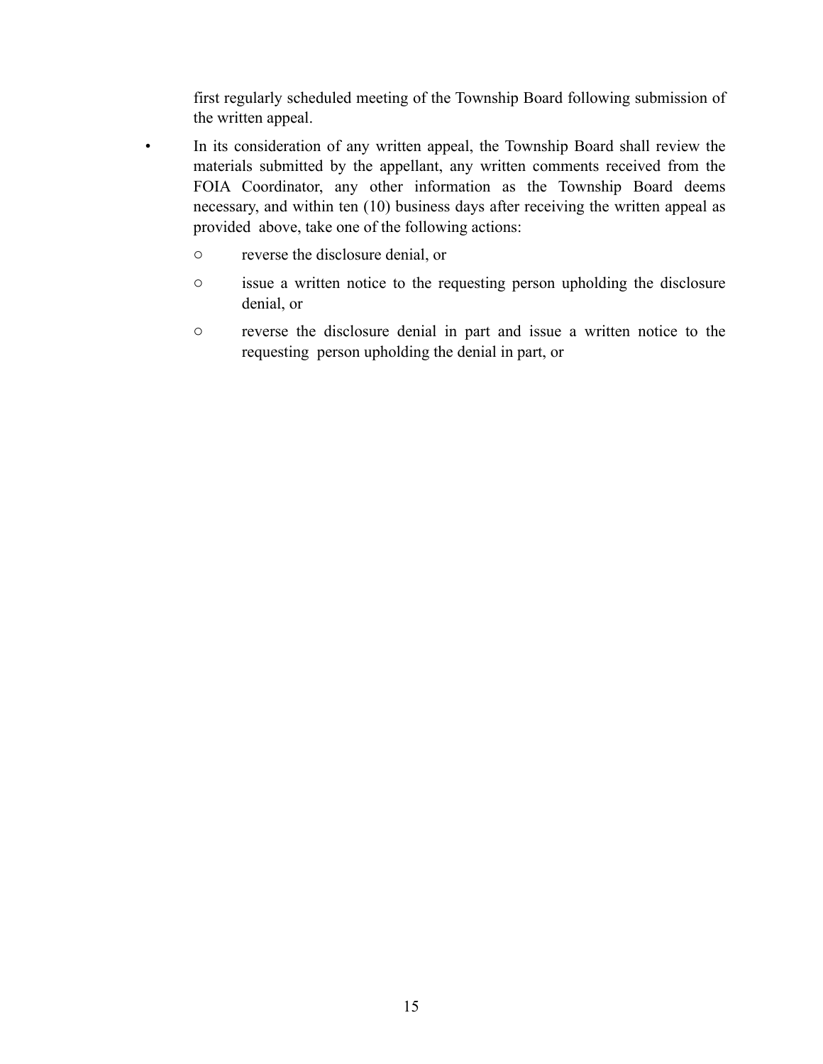first regularly scheduled meeting of the Township Board following submission of the written appeal.

- In its consideration of any written appeal, the Township Board shall review the materials submitted by the appellant, any written comments received from the FOIA Coordinator, any other information as the Township Board deems necessary, and within ten (10) business days after receiving the written appeal as provided above, take one of the following actions:
  - reverse the disclosure denial, or
  - issue a written notice to the requesting person upholding the disclosure denial, or
  - reverse the disclosure denial in part and issue a written notice to the requesting person upholding the denial in part, or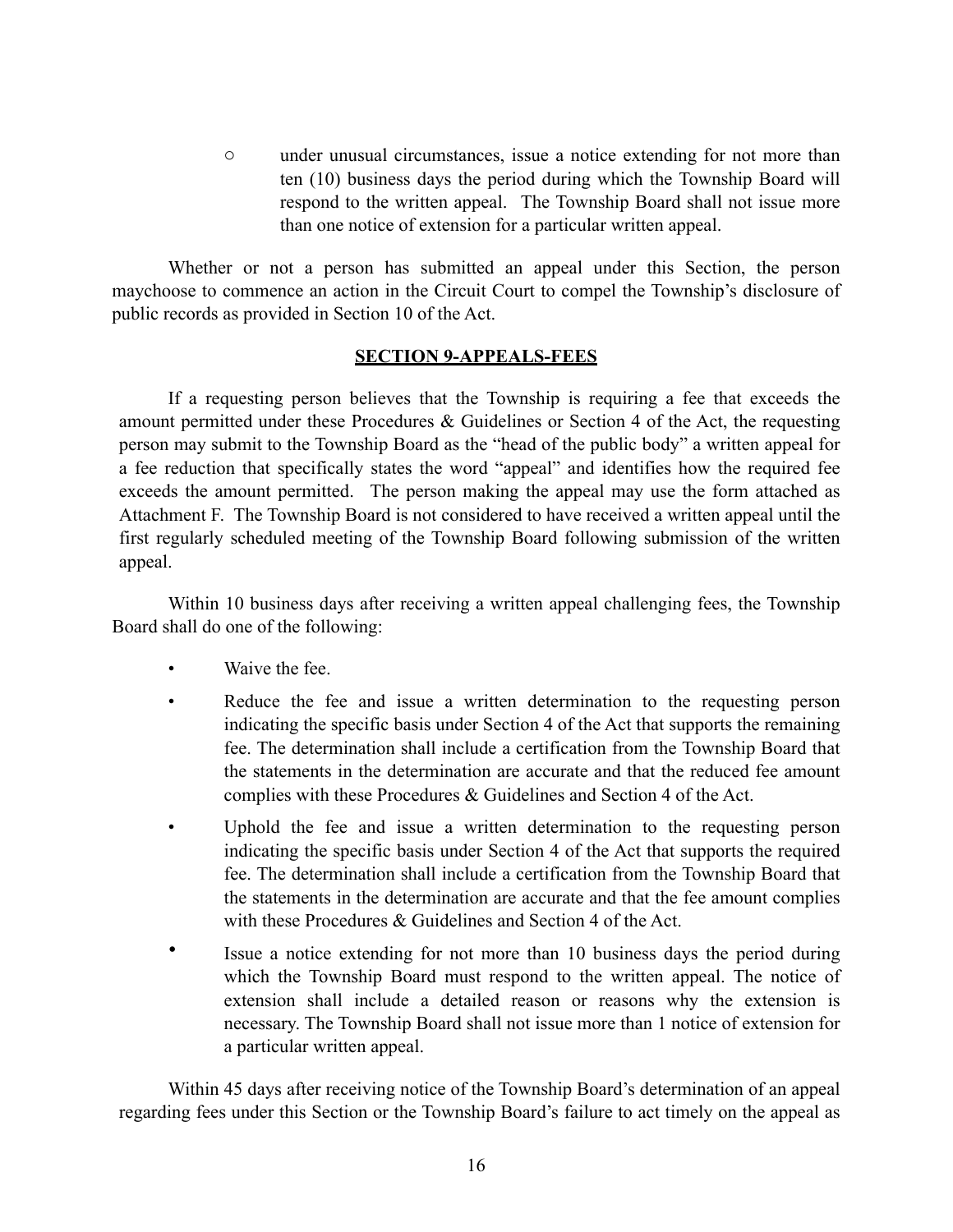- under unusual circumstances, issue a notice extending for not more than ten (10) business days the period during which the Township Board will respond to the written appeal. The Township Board shall not issue more than one notice of extension for a particular written appeal.

Whether or not a person has submitted an appeal under this Section, the person maychoose to commence an action in the Circuit Court to compel the Township's disclosure of public records as provided in Section 10 of the Act.

**SECTION 9-APPEALS-FEES**

If a requesting person believes that the Township is requiring a fee that exceeds the amount permitted under these Procedures & Guidelines or Section 4 of the Act, the requesting person may submit to the Township Board as the "head of the public body" a written appeal for a fee reduction that specifically states the word "appeal" and identifies how the required fee exceeds the amount permitted. The person making the appeal may use the form attached as Attachment F. The Township Board is not considered to have received a written appeal until the first regularly scheduled meeting of the Township Board following submission of the written appeal.

Within 10 business days after receiving a written appeal challenging fees, the Township Board shall do one of the following:

- Waive the fee.
- Reduce the fee and issue a written determination to the requesting person indicating the specific basis under Section 4 of the Act that supports the remaining fee. The determination shall include a certification from the Township Board that the statements in the determination are accurate and that the reduced fee amount complies with these Procedures & Guidelines and Section 4 of the Act.
- Uphold the fee and issue a written determination to the requesting person indicating the specific basis under Section 4 of the Act that supports the required fee. The determination shall include a certification from the Township Board that the statements in the determination are accurate and that the fee amount complies with these Procedures & Guidelines and Section 4 of the Act.
- Issue a notice extending for not more than 10 business days the period during which the Township Board must respond to the written appeal. The notice of extension shall include a detailed reason or reasons why the extension is necessary. The Township Board shall not issue more than 1 notice of extension for a particular written appeal.

Within 45 days after receiving notice of the Township Board's determination of an appeal regarding fees under this Section or the Township Board's failure to act timely on the appeal as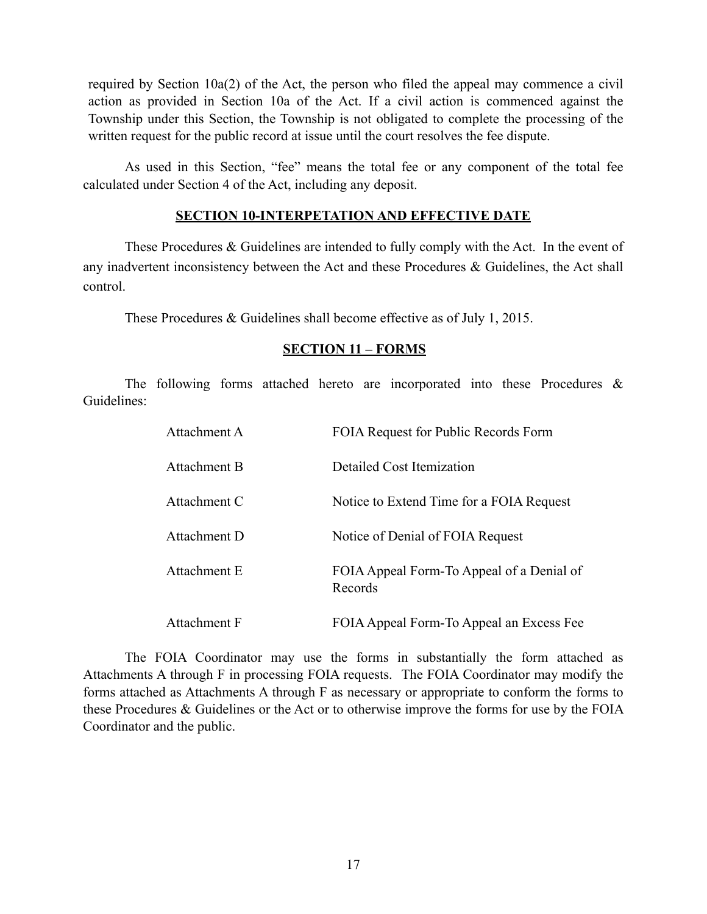required by Section 10a(2) of the Act, the person who filed the appeal may commence a civil action as provided in Section 10a of the Act. If a civil action is commenced against the Township under this Section, the Township is not obligated to complete the processing of the written request for the public record at issue until the court resolves the fee dispute.

As used in this Section, "fee" means the total fee or any component of the total fee calculated under Section 4 of the Act, including any deposit.

## SECTION 10-INTERPETATION AND EFFECTIVE DATE

These Procedures & Guidelines are intended to fully comply with the Act. In the event of any inadvertent inconsistency between the Act and these Procedures & Guidelines, the Act shall control.

These Procedures & Guidelines shall become effective as of July 1, 2015.

## SECTION 11 – FORMS

The following forms attached hereto are incorporated into these Procedures & Guidelines:

| | |
|---|---|
| Attachment A | FOIA Request for Public Records Form |
| Attachment B | Detailed Cost Itemization |
| Attachment C | Notice to Extend Time for a FOIA Request |
| Attachment D | Notice of Denial of FOIA Request |
| Attachment E | FOIA Appeal Form-To Appeal of a Denial of Records |
| Attachment F | FOIA Appeal Form-To Appeal an Excess Fee |

The FOIA Coordinator may use the forms in substantially the form attached as Attachments A through F in processing FOIA requests. The FOIA Coordinator may modify the forms attached as Attachments A through F as necessary or appropriate to conform the forms to these Procedures & Guidelines or the Act or to otherwise improve the forms for use by the FOIA Coordinator and the public.